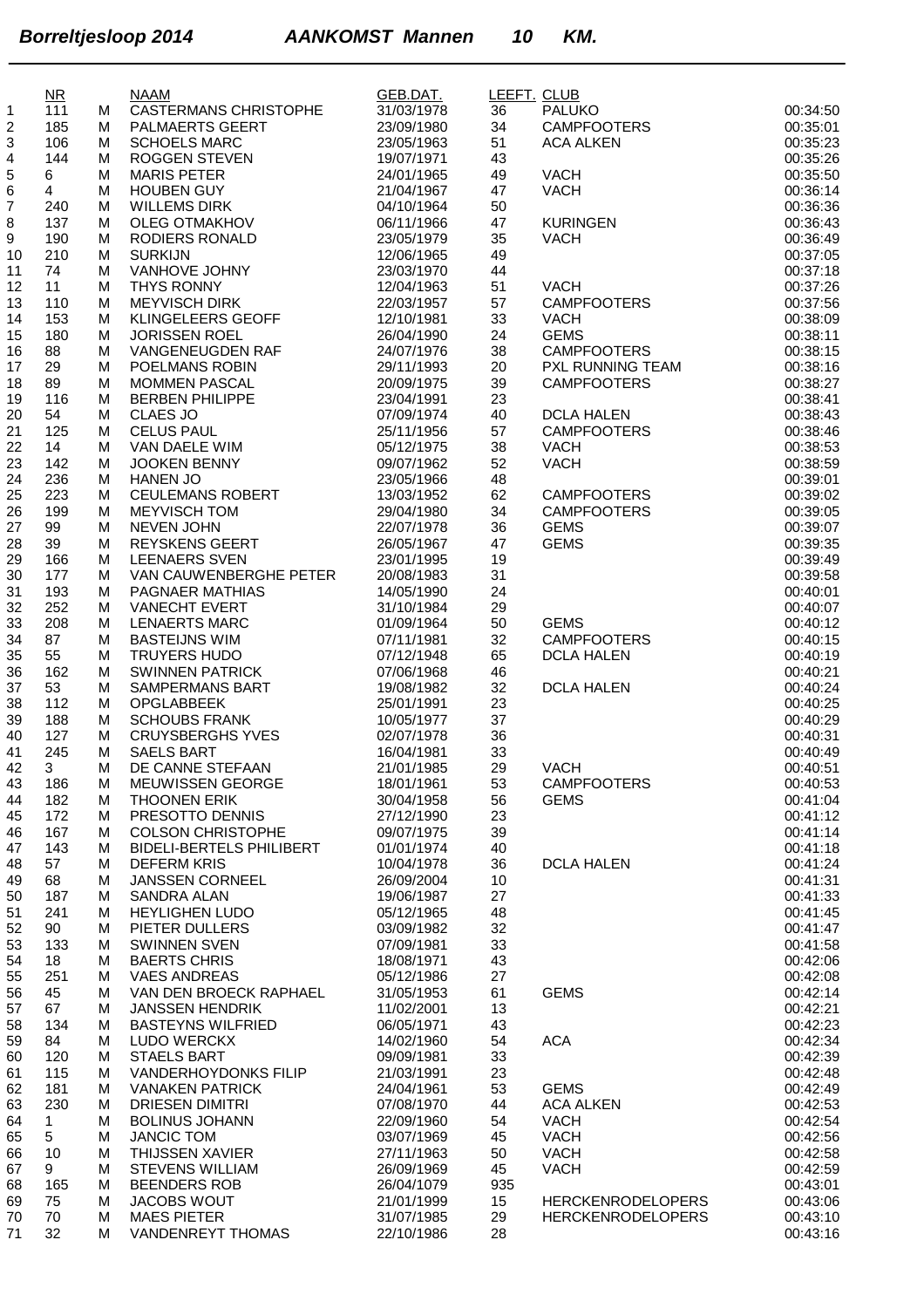# *Borreltjesloop 2014 AANKOMST Mannen 10 KM.*

| | NR | | NAAM | GEB.DAT. | LEEFT. | CLUB | |
|---|---|---|---|---|---|---|---|
| 1 | 111 | M | CASTERMANS CHRISTOPHE | 31/03/1978 | 36 | PALUKO | 00:34:50 |
| 2 | 185 | M | PALMAERTS GEERT | 23/09/1980 | 34 | CAMPFOOTERS | 00:35:01 |
| 3 | 106 | M | SCHOELS MARC | 23/05/1963 | 51 | ACA ALKEN | 00:35:23 |
| 4 | 144 | M | ROGGEN STEVEN | 19/07/1971 | 43 | | 00:35:26 |
| 5 | 6 | M | MARIS PETER | 24/01/1965 | 49 | VACH | 00:35:50 |
| 6 | 4 | M | HOUBEN GUY | 21/04/1967 | 47 | VACH | 00:36:14 |
| 7 | 240 | M | WILLEMS DIRK | 04/10/1964 | 50 | | 00:36:36 |
| 8 | 137 | M | OLEG OTMAKHOV | 06/11/1966 | 47 | KURINGEN | 00:36:43 |
| 9 | 190 | M | RODIERS RONALD | 23/05/1979 | 35 | VACH | 00:36:49 |
| 10 | 210 | M | SURKIJN | 12/06/1965 | 49 | | 00:37:05 |
| 11 | 74 | M | VANHOVE JOHNY | 23/03/1970 | 44 | | 00:37:18 |
| 12 | 11 | M | THYS RONNY | 12/04/1963 | 51 | VACH | 00:37:26 |
| 13 | 110 | M | MEYVISCH DIRK | 22/03/1957 | 57 | CAMPFOOTERS | 00:37:56 |
| 14 | 153 | M | KLINGELEERS GEOFF | 12/10/1981 | 33 | VACH | 00:38:09 |
| 15 | 180 | M | JORISSEN ROEL | 26/04/1990 | 24 | GEMS | 00:38:11 |
| 16 | 88 | M | VANGENEUGDEN RAF | 24/07/1976 | 38 | CAMPFOOTERS | 00:38:15 |
| 17 | 29 | M | POELMANS ROBIN | 29/11/1993 | 20 | PXL RUNNING TEAM | 00:38:16 |
| 18 | 89 | M | MOMMEN PASCAL | 20/09/1975 | 39 | CAMPFOOTERS | 00:38:27 |
| 19 | 116 | M | BERBEN PHILIPPE | 23/04/1991 | 23 | | 00:38:41 |
| 20 | 54 | M | CLAES JO | 07/09/1974 | 40 | DCLA HALEN | 00:38:43 |
| 21 | 125 | M | CELUS PAUL | 25/11/1956 | 57 | CAMPFOOTERS | 00:38:46 |
| 22 | 14 | M | VAN DAELE WIM | 05/12/1975 | 38 | VACH | 00:38:53 |
| 23 | 142 | M | JOOKEN BENNY | 09/07/1962 | 52 | VACH | 00:38:59 |
| 24 | 236 | M | HANEN JO | 23/05/1966 | 48 | | 00:39:01 |
| 25 | 223 | M | CEULEMANS ROBERT | 13/03/1952 | 62 | CAMPFOOTERS | 00:39:02 |
| 26 | 199 | M | MEYVISCH TOM | 29/04/1980 | 34 | CAMPFOOTERS | 00:39:05 |
| 27 | 99 | M | NEVEN JOHN | 22/07/1978 | 36 | GEMS | 00:39:07 |
| 28 | 39 | M | REYSKENS GEERT | 26/05/1967 | 47 | GEMS | 00:39:35 |
| 29 | 166 | M | LEENAERS SVEN | 23/01/1995 | 19 | | 00:39:49 |
| 30 | 177 | M | VAN CAUWENBERGHE PETER | 20/08/1983 | 31 | | 00:39:58 |
| 31 | 193 | M | PAGNAER MATHIAS | 14/05/1990 | 24 | | 00:40:01 |
| 32 | 252 | M | VANECHT EVERT | 31/10/1984 | 29 | | 00:40:07 |
| 33 | 208 | M | LENAERTS MARC | 01/09/1964 | 50 | GEMS | 00:40:12 |
| 34 | 87 | M | BASTEIJNS WIM | 07/11/1981 | 32 | CAMPFOOTERS | 00:40:15 |
| 35 | 55 | M | TRUYERS HUDO | 07/12/1948 | 65 | DCLA HALEN | 00:40:19 |
| 36 | 162 | M | SWINNEN PATRICK | 07/06/1968 | 46 | | 00:40:21 |
| 37 | 53 | M | SAMPERMANS BART | 19/08/1982 | 32 | DCLA HALEN | 00:40:24 |
| 38 | 112 | M | OPGLABBEEK | 25/01/1991 | 23 | | 00:40:25 |
| 39 | 188 | M | SCHOUBS FRANK | 10/05/1977 | 37 | | 00:40:29 |
| 40 | 127 | M | CRUYSBERGHS YVES | 02/07/1978 | 36 | | 00:40:31 |
| 41 | 245 | M | SAELS BART | 16/04/1981 | 33 | | 00:40:49 |
| 42 | 3 | M | DE CANNE STEFAAN | 21/01/1985 | 29 | VACH | 00:40:51 |
| 43 | 186 | M | MEUWISSEN GEORGE | 18/01/1961 | 53 | CAMPFOOTERS | 00:40:53 |
| 44 | 182 | M | THOONEN ERIK | 30/04/1958 | 56 | GEMS | 00:41:04 |
| 45 | 172 | M | PRESOTTO DENNIS | 27/12/1990 | 23 | | 00:41:12 |
| 46 | 167 | M | COLSON CHRISTOPHE | 09/07/1975 | 39 | | 00:41:14 |
| 47 | 143 | M | BIDELI-BERTELS PHILIBERT | 01/01/1974 | 40 | | 00:41:18 |
| 48 | 57 | M | DEFERM KRIS | 10/04/1978 | 36 | DCLA HALEN | 00:41:24 |
| 49 | 68 | M | JANSSEN CORNEEL | 26/09/2004 | 10 | | 00:41:31 |
| 50 | 187 | M | SANDRA ALAN | 19/06/1987 | 27 | | 00:41:33 |
| 51 | 241 | M | HEYLIGHEN LUDO | 05/12/1965 | 48 | | 00:41:45 |
| 52 | 90 | M | PIETER DULLERS | 03/09/1982 | 32 | | 00:41:47 |
| 53 | 133 | M | SWINNEN SVEN | 07/09/1981 | 33 | | 00:41:58 |
| 54 | 18 | M | BAERTS CHRIS | 18/08/1971 | 43 | | 00:42:06 |
| 55 | 251 | M | VAES ANDREAS | 05/12/1986 | 27 | | 00:42:08 |
| 56 | 45 | M | VAN DEN BROECK RAPHAEL | 31/05/1953 | 61 | GEMS | 00:42:14 |
| 57 | 67 | M | JANSSEN HENDRIK | 11/02/2001 | 13 | | 00:42:21 |
| 58 | 134 | M | BASTEYNS WILFRIED | 06/05/1971 | 43 | | 00:42:23 |
| 59 | 84 | M | LUDO WERCKX | 14/02/1960 | 54 | ACA | 00:42:34 |
| 60 | 120 | M | STAELS BART | 09/09/1981 | 33 | | 00:42:39 |
| 61 | 115 | M | VANDERHOYDONKS FILIP | 21/03/1991 | 23 | | 00:42:48 |
| 62 | 181 | M | VANAKEN PATRICK | 24/04/1961 | 53 | GEMS | 00:42:49 |
| 63 | 230 | M | DRIESEN DIMITRI | 07/08/1970 | 44 | ACA ALKEN | 00:42:53 |
| 64 | 1 | M | BOLINUS JOHANN | 22/09/1960 | 54 | VACH | 00:42:54 |
| 65 | 5 | M | JANCIC TOM | 03/07/1969 | 45 | VACH | 00:42:56 |
| 66 | 10 | M | THIJSSEN XAVIER | 27/11/1963 | 50 | VACH | 00:42:58 |
| 67 | 9 | M | STEVENS WILLIAM | 26/09/1969 | 45 | VACH | 00:42:59 |
| 68 | 165 | M | BEENDERS ROB | 26/04/1079 | 935 | | 00:43:01 |
| 69 | 75 | M | JACOBS WOUT | 21/01/1999 | 15 | HERCKENRODELOPERS | 00:43:06 |
| 70 | 70 | M | MAES PIETER | 31/07/1985 | 29 | HERCKENRODELOPERS | 00:43:10 |
| 71 | 32 | M | VANDENREYT THOMAS | 22/10/1986 | 28 | | 00:43:16 |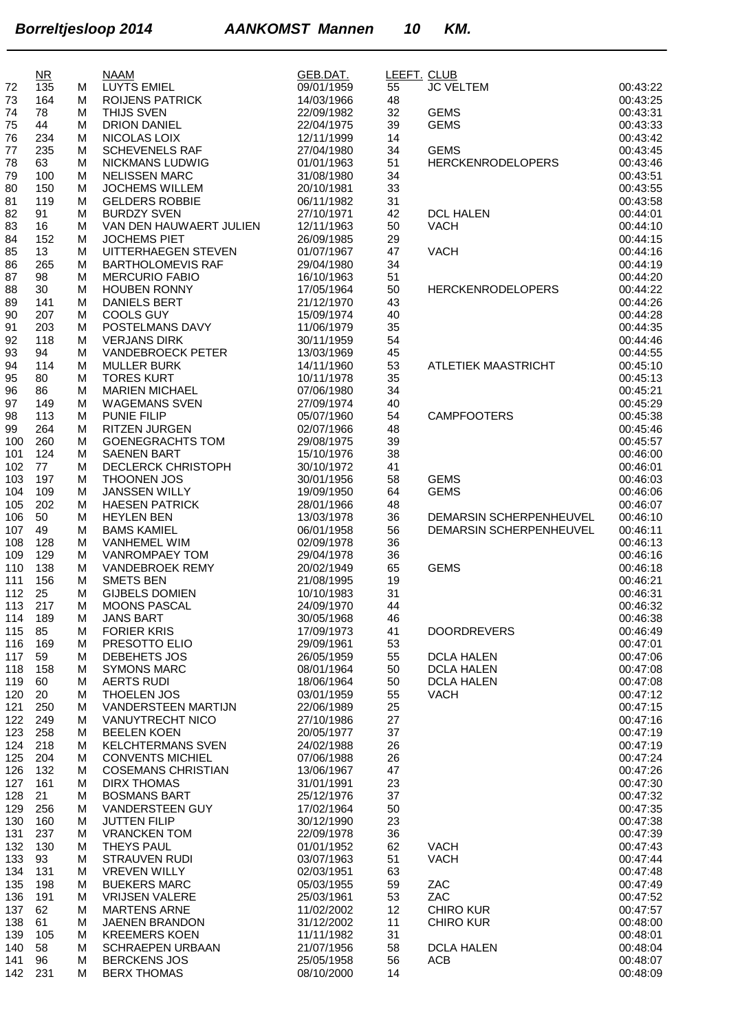**_Borreltjesloop 2014 AANKOMST Mannen 10 KM._**

| | NR | | NAAM | GEB.DAT. | LEEFT. | CLUB | |
|---|---|---|---|---|---|---|---|
| 72 | 135 | M | LUYTS EMIEL | 09/01/1959 | 55 | JC VELTEM | 00:43:22 |
| 73 | 164 | M | ROIJENS PATRICK | 14/03/1966 | 48 | | 00:43:25 |
| 74 | 78 | M | THIJS SVEN | 22/09/1982 | 32 | GEMS | 00:43:31 |
| 75 | 44 | M | DRION DANIEL | 22/04/1975 | 39 | GEMS | 00:43:33 |
| 76 | 234 | M | NICOLAS LOIX | 12/11/1999 | 14 | | 00:43:42 |
| 77 | 235 | M | SCHEVENELS RAF | 27/04/1980 | 34 | GEMS | 00:43:45 |
| 78 | 63 | M | NICKMANS LUDWIG | 01/01/1963 | 51 | HERCKENRODELOPERS | 00:43:46 |
| 79 | 100 | M | NELISSEN MARC | 31/08/1980 | 34 | | 00:43:51 |
| 80 | 150 | M | JOCHEMS WILLEM | 20/10/1981 | 33 | | 00:43:55 |
| 81 | 119 | M | GELDERS ROBBIE | 06/11/1982 | 31 | | 00:43:58 |
| 82 | 91 | M | BURDZY SVEN | 27/10/1971 | 42 | DCL HALEN | 00:44:01 |
| 83 | 16 | M | VAN DEN HAUWAERT JULIEN | 12/11/1963 | 50 | VACH | 00:44:10 |
| 84 | 152 | M | JOCHEMS PIET | 26/09/1985 | 29 | | 00:44:15 |
| 85 | 13 | M | UITTERHAEGEN STEVEN | 01/07/1967 | 47 | VACH | 00:44:16 |
| 86 | 265 | M | BARTHOLOMEVIS RAF | 29/04/1980 | 34 | | 00:44:19 |
| 87 | 98 | M | MERCURIO FABIO | 16/10/1963 | 51 | | 00:44:20 |
| 88 | 30 | M | HOUBEN RONNY | 17/05/1964 | 50 | HERCKENRODELOPERS | 00:44:22 |
| 89 | 141 | M | DANIELS BERT | 21/12/1970 | 43 | | 00:44:26 |
| 90 | 207 | M | COOLS GUY | 15/09/1974 | 40 | | 00:44:28 |
| 91 | 203 | M | POSTELMANS DAVY | 11/06/1979 | 35 | | 00:44:35 |
| 92 | 118 | M | VERJANS DIRK | 30/11/1959 | 54 | | 00:44:46 |
| 93 | 94 | M | VANDEBROECK PETER | 13/03/1969 | 45 | | 00:44:55 |
| 94 | 114 | M | MULLER BURK | 14/11/1960 | 53 | ATLETIEK MAASTRICHT | 00:45:10 |
| 95 | 80 | M | TORES KURT | 10/11/1978 | 35 | | 00:45:13 |
| 96 | 86 | M | MARIEN MICHAEL | 07/06/1980 | 34 | | 00:45:21 |
| 97 | 149 | M | WAGEMANS SVEN | 27/09/1974 | 40 | | 00:45:29 |
| 98 | 113 | M | PUNIE FILIP | 05/07/1960 | 54 | CAMPFOOTERS | 00:45:38 |
| 99 | 264 | M | RITZEN JURGEN | 02/07/1966 | 48 | | 00:45:46 |
| 100 | 260 | M | GOENEGRACHTS TOM | 29/08/1975 | 39 | | 00:45:57 |
| 101 | 124 | M | SAENEN BART | 15/10/1976 | 38 | | 00:46:00 |
| 102 | 77 | M | DECLERCK CHRISTOPH | 30/10/1972 | 41 | | 00:46:01 |
| 103 | 197 | M | THOONEN JOS | 30/01/1956 | 58 | GEMS | 00:46:03 |
| 104 | 109 | M | JANSSEN WILLY | 19/09/1950 | 64 | GEMS | 00:46:06 |
| 105 | 202 | M | HAESEN PATRICK | 28/01/1966 | 48 | | 00:46:07 |
| 106 | 50 | M | HEYLEN BEN | 13/03/1978 | 36 | DEMARSIN SCHERPENHEUVEL | 00:46:10 |
| 107 | 49 | M | BAMS KAMIEL | 06/01/1958 | 56 | DEMARSIN SCHERPENHEUVEL | 00:46:11 |
| 108 | 128 | M | VANHEMEL WIM | 02/09/1978 | 36 | | 00:46:13 |
| 109 | 129 | M | VANROMPAEY TOM | 29/04/1978 | 36 | | 00:46:16 |
| 110 | 138 | M | VANDEBROEK REMY | 20/02/1949 | 65 | GEMS | 00:46:18 |
| 111 | 156 | M | SMETS BEN | 21/08/1995 | 19 | | 00:46:21 |
| 112 | 25 | M | GIJBELS DOMIEN | 10/10/1983 | 31 | | 00:46:31 |
| 113 | 217 | M | MOONS PASCAL | 24/09/1970 | 44 | | 00:46:32 |
| 114 | 189 | M | JANS BART | 30/05/1968 | 46 | | 00:46:38 |
| 115 | 85 | M | FORIER KRIS | 17/09/1973 | 41 | DOORDREVERS | 00:46:49 |
| 116 | 169 | M | PRESOTTO ELIO | 29/09/1961 | 53 | | 00:47:01 |
| 117 | 59 | M | DEBEHETS JOS | 26/05/1959 | 55 | DCLA HALEN | 00:47:06 |
| 118 | 158 | M | SYMONS MARC | 08/01/1964 | 50 | DCLA HALEN | 00:47:08 |
| 119 | 60 | M | AERTS RUDI | 18/06/1964 | 50 | DCLA HALEN | 00:47:08 |
| 120 | 20 | M | THOELEN JOS | 03/01/1959 | 55 | VACH | 00:47:12 |
| 121 | 250 | M | VANDERSTEEN MARTIJN | 22/06/1989 | 25 | | 00:47:15 |
| 122 | 249 | M | VANUYTRECHT NICO | 27/10/1986 | 27 | | 00:47:16 |
| 123 | 258 | M | BEELEN KOEN | 20/05/1977 | 37 | | 00:47:19 |
| 124 | 218 | M | KELCHTERMANS SVEN | 24/02/1988 | 26 | | 00:47:19 |
| 125 | 204 | M | CONVENTS MICHIEL | 07/06/1988 | 26 | | 00:47:24 |
| 126 | 132 | M | COSEMANS CHRISTIAN | 13/06/1967 | 47 | | 00:47:26 |
| 127 | 161 | M | DIRX THOMAS | 31/01/1991 | 23 | | 00:47:30 |
| 128 | 21 | M | BOSMANS BART | 25/12/1976 | 37 | | 00:47:32 |
| 129 | 256 | M | VANDERSTEEN GUY | 17/02/1964 | 50 | | 00:47:35 |
| 130 | 160 | M | JUTTEN FILIP | 30/12/1990 | 23 | | 00:47:38 |
| 131 | 237 | M | VRANCKEN TOM | 22/09/1978 | 36 | | 00:47:39 |
| 132 | 130 | M | THEYS PAUL | 01/01/1952 | 62 | VACH | 00:47:43 |
| 133 | 93 | M | STRAUVEN RUDI | 03/07/1963 | 51 | VACH | 00:47:44 |
| 134 | 131 | M | VREVEN WILLY | 02/03/1951 | 63 | | 00:47:48 |
| 135 | 198 | M | BUEKERS MARC | 05/03/1955 | 59 | ZAC | 00:47:49 |
| 136 | 191 | M | VRIJSEN VALERE | 25/03/1961 | 53 | ZAC | 00:47:52 |
| 137 | 62 | M | MARTENS ARNE | 11/02/2002 | 12 | CHIRO KUR | 00:47:57 |
| 138 | 61 | M | JAENEN BRANDON | 31/12/2002 | 11 | CHIRO KUR | 00:48:00 |
| 139 | 105 | M | KREEMERS KOEN | 11/11/1982 | 31 | | 00:48:01 |
| 140 | 58 | M | SCHREAPEN URBAAN | 21/07/1956 | 58 | DCLA HALEN | 00:48:04 |
| 141 | 96 | M | BERCKENS JOS | 25/05/1958 | 56 | ACB | 00:48:07 |
| 142 | 231 | M | BERX THOMAS | 08/10/2000 | 14 | | 00:48:09 |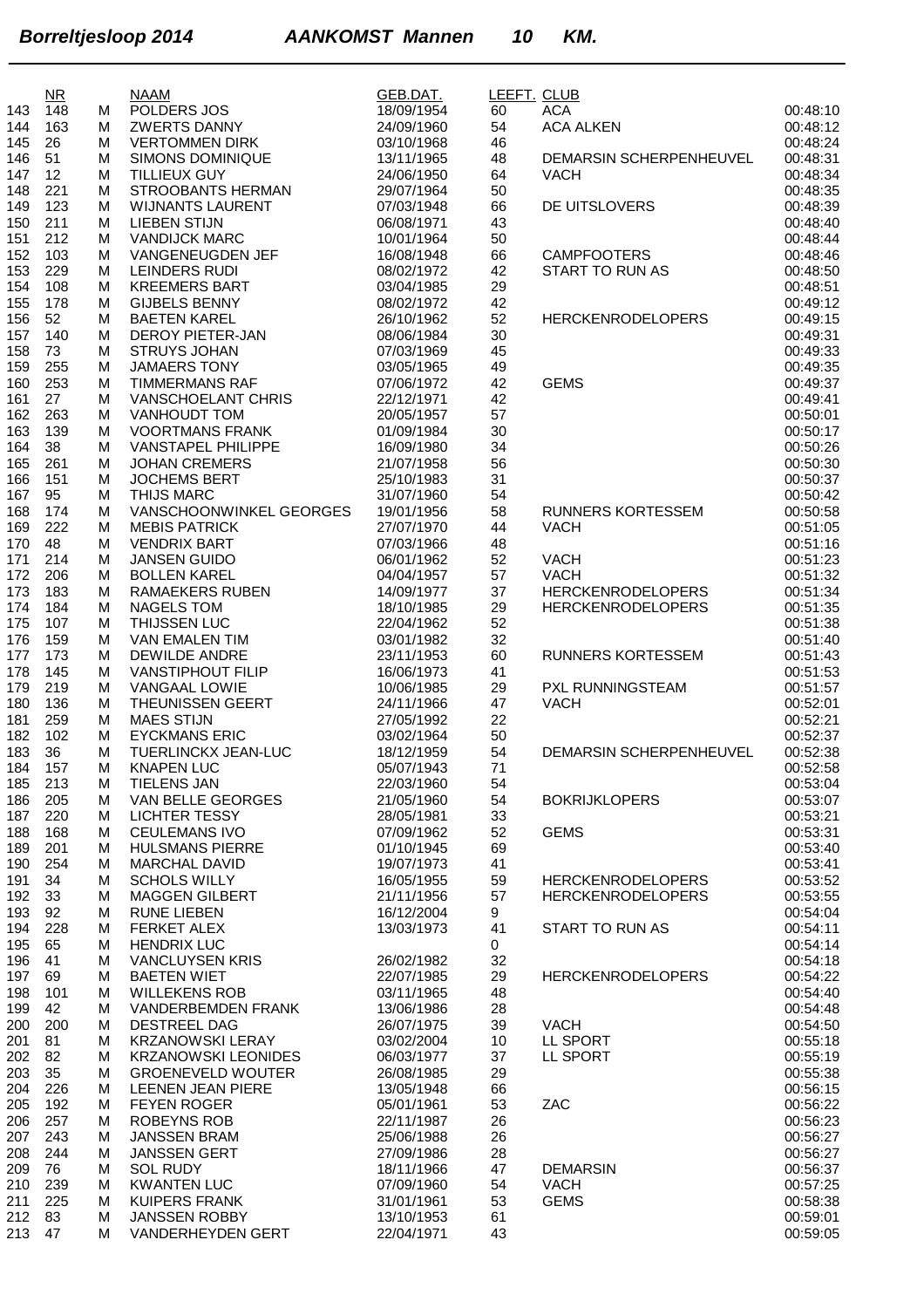**Borreltjesloop 2014 AANKOMST Mannen 10 KM.**

| | NR | | NAAM | GEB.DAT. | LEEFT. | CLUB | |
|---|---|---|---|---|---|---|---|
| 143 | 148 | M | POLDERS JOS | 18/09/1954 | 60 | ACA | 00:48:10 |
| 144 | 163 | M | ZWERTS DANNY | 24/09/1960 | 54 | ACA ALKEN | 00:48:12 |
| 145 | 26 | M | VERTOMMEN DIRK | 03/10/1968 | 46 | | 00:48:24 |
| 146 | 51 | M | SIMONS DOMINIQUE | 13/11/1965 | 48 | DEMARSIN SCHERPENHEUVEL | 00:48:31 |
| 147 | 12 | M | TILLIEUX GUY | 24/06/1950 | 64 | VACH | 00:48:34 |
| 148 | 221 | M | STROOBANTS HERMAN | 29/07/1964 | 50 | | 00:48:35 |
| 149 | 123 | M | WIJNANTS LAURENT | 07/03/1948 | 66 | DE UITSLOVERS | 00:48:39 |
| 150 | 211 | M | LIEBEN STIJN | 06/08/1971 | 43 | | 00:48:40 |
| 151 | 212 | M | VANDIJCK MARC | 10/01/1964 | 50 | | 00:48:44 |
| 152 | 103 | M | VANGENEUGDEN JEF | 16/08/1948 | 66 | CAMPFOOTERS | 00:48:46 |
| 153 | 229 | M | LEINDERS RUDI | 08/02/1972 | 42 | START TO RUN AS | 00:48:50 |
| 154 | 108 | M | KREEMERS BART | 03/04/1985 | 29 | | 00:48:51 |
| 155 | 178 | M | GIJBELS BENNY | 08/02/1972 | 42 | | 00:49:12 |
| 156 | 52 | M | BAETEN KAREL | 26/10/1962 | 52 | HERCKENRODELOPERS | 00:49:15 |
| 157 | 140 | M | DEROY PIETER-JAN | 08/06/1984 | 30 | | 00:49:31 |
| 158 | 73 | M | STRUYS JOHAN | 07/03/1969 | 45 | | 00:49:33 |
| 159 | 255 | M | JAMAERS TONY | 03/05/1965 | 49 | | 00:49:35 |
| 160 | 253 | M | TIMMERMANS RAF | 07/06/1972 | 42 | GEMS | 00:49:37 |
| 161 | 27 | M | VANSCHOELANT CHRIS | 22/12/1971 | 42 | | 00:49:41 |
| 162 | 263 | M | VANHOUDT TOM | 20/05/1957 | 57 | | 00:50:01 |
| 163 | 139 | M | VOORTMANS FRANK | 01/09/1984 | 30 | | 00:50:17 |
| 164 | 38 | M | VANSTAPEL PHILIPPE | 16/09/1980 | 34 | | 00:50:26 |
| 165 | 261 | M | JOHAN CREMERS | 21/07/1958 | 56 | | 00:50:30 |
| 166 | 151 | M | JOCHEMS BERT | 25/10/1983 | 31 | | 00:50:37 |
| 167 | 95 | M | THIJS MARC | 31/07/1960 | 54 | | 00:50:42 |
| 168 | 174 | M | VANSCHOONWINKEL GEORGES | 19/01/1956 | 58 | RUNNERS KORTESSEM | 00:50:58 |
| 169 | 222 | M | MEBIS PATRICK | 27/07/1970 | 44 | VACH | 00:51:05 |
| 170 | 48 | M | VENDRIX BART | 07/03/1966 | 48 | | 00:51:16 |
| 171 | 214 | M | JANSEN GUIDO | 06/01/1962 | 52 | VACH | 00:51:23 |
| 172 | 206 | M | BOLLEN KAREL | 04/04/1957 | 57 | VACH | 00:51:32 |
| 173 | 183 | M | RAMAEKERS RUBEN | 14/09/1977 | 37 | HERCKENRODELOPERS | 00:51:34 |
| 174 | 184 | M | NAGELS TOM | 18/10/1985 | 29 | HERCKENRODELOPERS | 00:51:35 |
| 175 | 107 | M | THIJSSEN LUC | 22/04/1962 | 52 | | 00:51:38 |
| 176 | 159 | M | VAN EMALEN TIM | 03/01/1982 | 32 | | 00:51:40 |
| 177 | 173 | M | DEWILDE ANDRE | 23/11/1953 | 60 | RUNNERS KORTESSEM | 00:51:43 |
| 178 | 145 | M | VANSTIPHOUT FILIP | 16/06/1973 | 41 | | 00:51:53 |
| 179 | 219 | M | VANGAAL LOWIE | 10/06/1985 | 29 | PXL RUNNINGSTEAM | 00:51:57 |
| 180 | 136 | M | THEUNISSEN GEERT | 24/11/1966 | 47 | VACH | 00:52:01 |
| 181 | 259 | M | MAES STIJN | 27/05/1992 | 22 | | 00:52:21 |
| 182 | 102 | M | EYCKMANS ERIC | 03/02/1964 | 50 | | 00:52:37 |
| 183 | 36 | M | TUERLINCKX JEAN-LUC | 18/12/1959 | 54 | DEMARSIN SCHERPENHEUVEL | 00:52:38 |
| 184 | 157 | M | KNAPEN LUC | 05/07/1943 | 71 | | 00:52:58 |
| 185 | 213 | M | TIELENS JAN | 22/03/1960 | 54 | | 00:53:04 |
| 186 | 205 | M | VAN BELLE GEORGES | 21/05/1960 | 54 | BOKRIJKLOPERS | 00:53:07 |
| 187 | 220 | M | LICHTER TESSY | 28/05/1981 | 33 | | 00:53:21 |
| 188 | 168 | M | CEULEMANS IVO | 07/09/1962 | 52 | GEMS | 00:53:31 |
| 189 | 201 | M | HULSMANS PIERRE | 01/10/1945 | 69 | | 00:53:40 |
| 190 | 254 | M | MARCHAL DAVID | 19/07/1973 | 41 | | 00:53:41 |
| 191 | 34 | M | SCHOLS WILLY | 16/05/1955 | 59 | HERCKENRODELOPERS | 00:53:52 |
| 192 | 33 | M | MAGGEN GILBERT | 21/11/1956 | 57 | HERCKENRODELOPERS | 00:53:55 |
| 193 | 92 | M | RUNE LIEBEN | 16/12/2004 | 9 | | 00:54:04 |
| 194 | 228 | M | FERKET ALEX | 13/03/1973 | 41 | START TO RUN AS | 00:54:11 |
| 195 | 65 | M | HENDRIX LUC | | 0 | | 00:54:14 |
| 196 | 41 | M | VANCLUYSEN KRIS | 26/02/1982 | 32 | | 00:54:18 |
| 197 | 69 | M | BAETEN WIET | 22/07/1985 | 29 | HERCKENRODELOPERS | 00:54:22 |
| 198 | 101 | M | WILLEKENS ROB | 03/11/1965 | 48 | | 00:54:40 |
| 199 | 42 | M | VANDERBEMDEN FRANK | 13/06/1986 | 28 | | 00:54:48 |
| 200 | 200 | M | DESTREEL DAG | 26/07/1975 | 39 | VACH | 00:54:50 |
| 201 | 81 | M | KRZANOWSKI LERAY | 03/02/2004 | 10 | LL SPORT | 00:55:18 |
| 202 | 82 | M | KRZANOWSKI LEONIDES | 06/03/1977 | 37 | LL SPORT | 00:55:19 |
| 203 | 35 | M | GROENEVELD WOUTER | 26/08/1985 | 29 | | 00:55:38 |
| 204 | 226 | M | LEENEN JEAN PIERE | 13/05/1948 | 66 | | 00:56:15 |
| 205 | 192 | M | FEYEN ROGER | 05/01/1961 | 53 | ZAC | 00:56:22 |
| 206 | 257 | M | ROBEYNS ROB | 22/11/1987 | 26 | | 00:56:23 |
| 207 | 243 | M | JANSSEN BRAM | 25/06/1988 | 26 | | 00:56:27 |
| 208 | 244 | M | JANSSEN GERT | 27/09/1986 | 28 | | 00:56:27 |
| 209 | 76 | M | SOL RUDY | 18/11/1966 | 47 | DEMARSIN | 00:56:37 |
| 210 | 239 | M | KWANTEN LUC | 07/09/1960 | 54 | VACH | 00:57:25 |
| 211 | 225 | M | KUIPERS FRANK | 31/01/1961 | 53 | GEMS | 00:58:38 |
| 212 | 83 | M | JANSSEN ROBBY | 13/10/1953 | 61 | | 00:59:01 |
| 213 | 47 | M | VANDERHEYDEN GERT | 22/04/1971 | 43 | | 00:59:05 |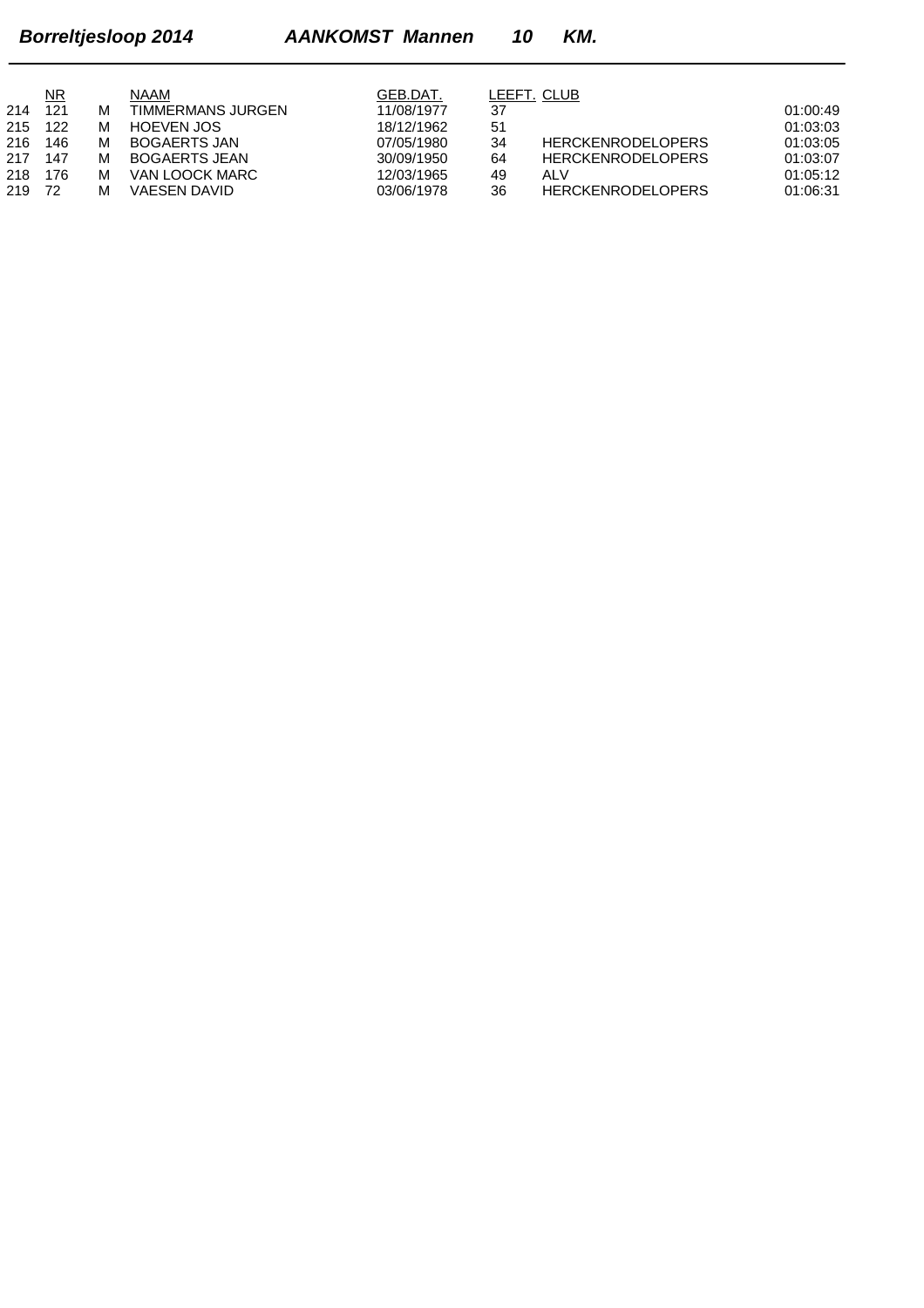**Borreltjesloop 2014** **AANKOMST Mannen 10 KM.**

| | NR | | NAAM | GEB.DAT. | LEEFT. | CLUB | |
|---|---|---|---|---|---|---|---|
| 214 | 121 | M | TIMMERMANS JURGEN | 11/08/1977 | 37 | | 01:00:49 |
| 215 | 122 | M | HOEVEN JOS | 18/12/1962 | 51 | | 01:03:03 |
| 216 | 146 | M | BOGAERTS JAN | 07/05/1980 | 34 | HERCKENRODELOPERS | 01:03:05 |
| 217 | 147 | M | BOGAERTS JEAN | 30/09/1950 | 64 | HERCKENRODELOPERS | 01:03:07 |
| 218 | 176 | M | VAN LOOCK MARC | 12/03/1965 | 49 | ALV | 01:05:12 |
| 219 | 72 | M | VAESEN DAVID | 03/06/1978 | 36 | HERCKENRODELOPERS | 01:06:31 |